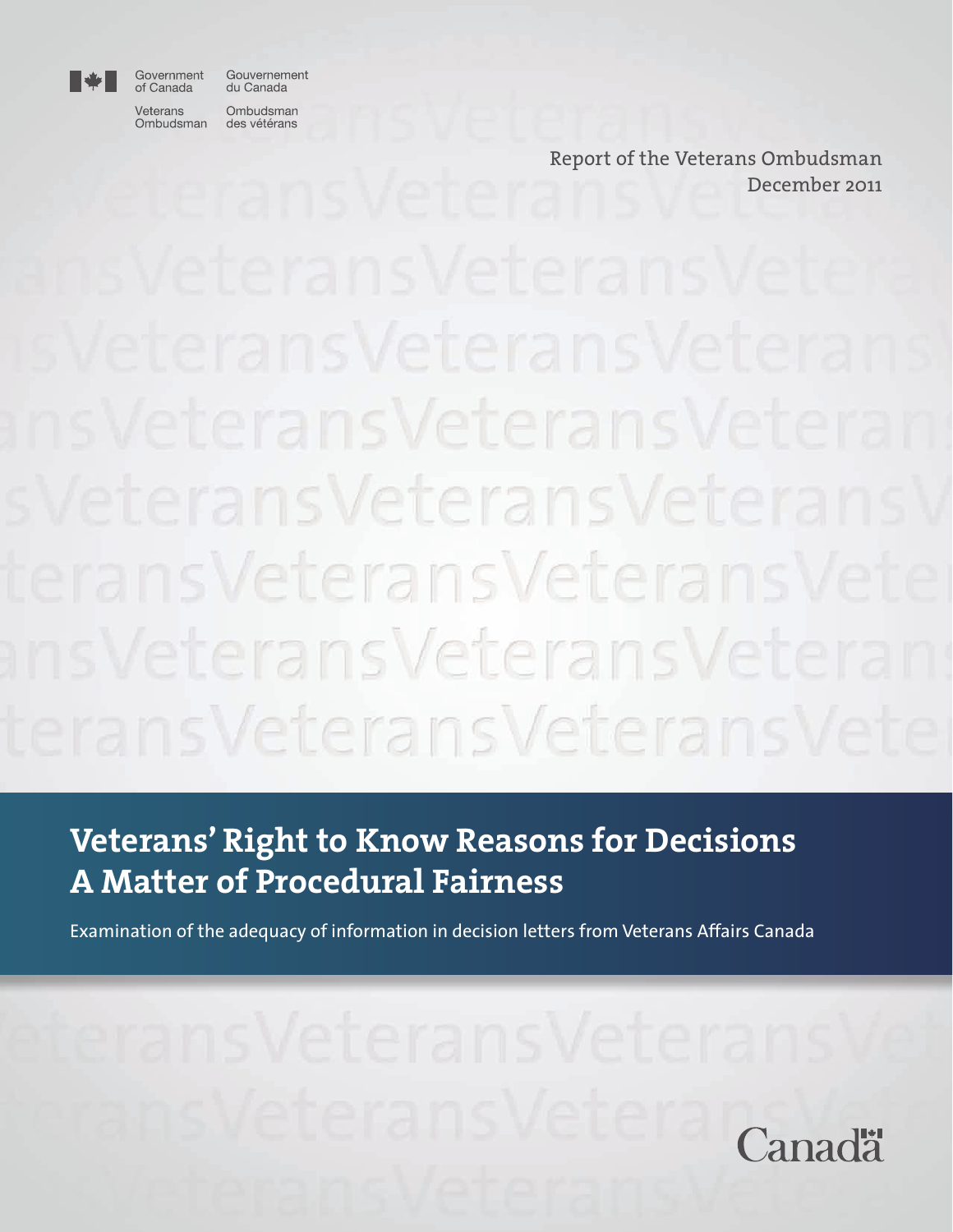Government of Canada / Gouvernement du Canada

Veterans Ombudsman / Ombudsman des vétérans

Report of the Veterans Ombudsman
December 2011

# Veterans' Right to Know Reasons for Decisions
# A Matter of Procedural Fairness

Examination of the adequacy of information in decision letters from Veterans Affairs Canada

Canada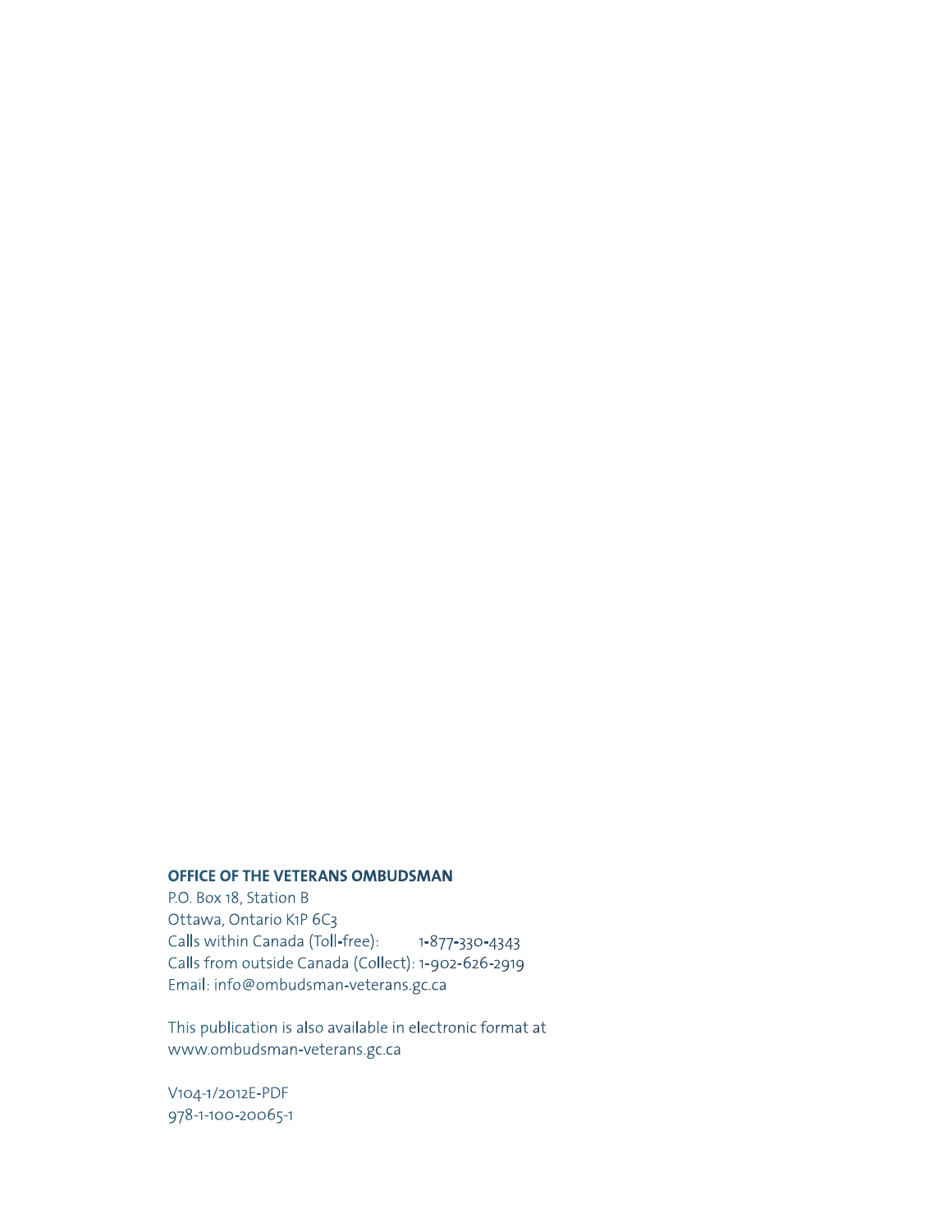**OFFICE OF THE VETERANS OMBUDSMAN**

P.O. Box 18, Station B
Ottawa, Ontario K1P 6C3
Calls within Canada (Toll-free): 1-877-330-4343
Calls from outside Canada (Collect): 1-902-626-2919
Email: info@ombudsman-veterans.gc.ca

This publication is also available in electronic format at
www.ombudsman-veterans.gc.ca

V104-1/2012E-PDF
978-1-100-20065-1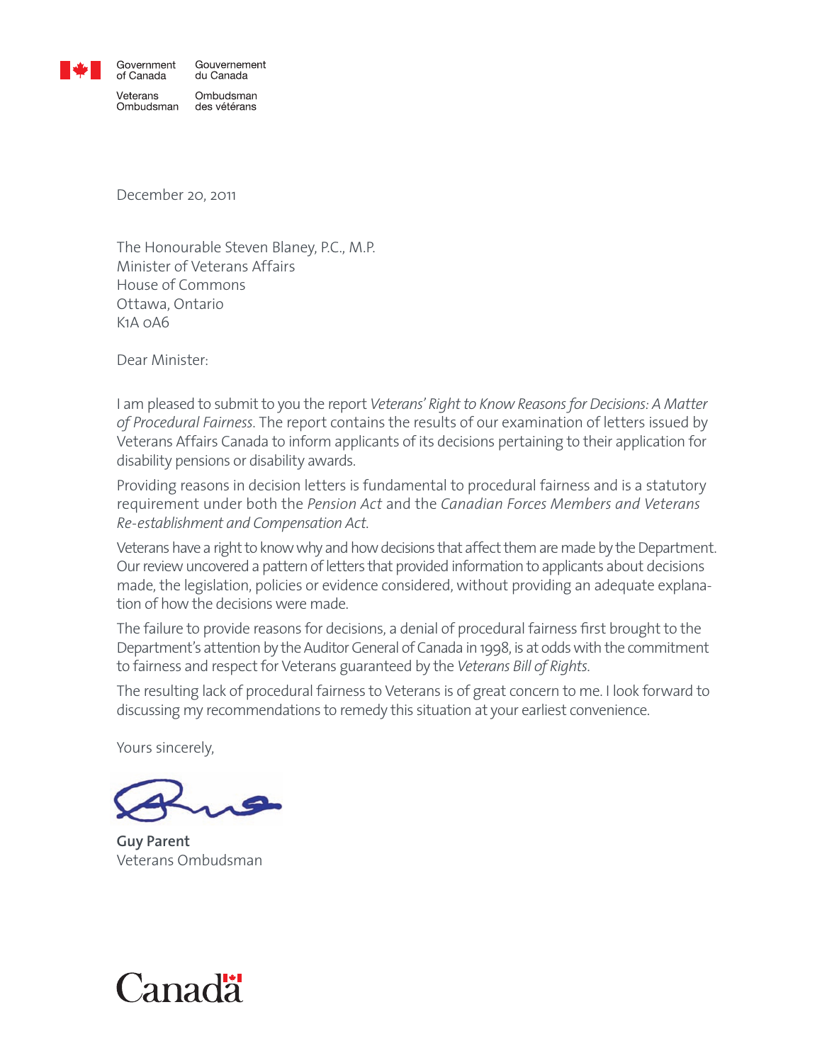Government of Canada | Gouvernement du Canada

Veterans Ombudsman | Ombudsman des vétérans

December 20, 2011

The Honourable Steven Blaney, P.C., M.P.
Minister of Veterans Affairs
House of Commons
Ottawa, Ontario
K1A 0A6

Dear Minister:

I am pleased to submit to you the report *Veterans' Right to Know Reasons for Decisions: A Matter of Procedural Fairness*. The report contains the results of our examination of letters issued by Veterans Affairs Canada to inform applicants of its decisions pertaining to their application for disability pensions or disability awards.

Providing reasons in decision letters is fundamental to procedural fairness and is a statutory requirement under both the *Pension Act* and the *Canadian Forces Members and Veterans Re-establishment and Compensation Act*.

Veterans have a right to know why and how decisions that affect them are made by the Department. Our review uncovered a pattern of letters that provided information to applicants about decisions made, the legislation, policies or evidence considered, without providing an adequate explanation of how the decisions were made.

The failure to provide reasons for decisions, a denial of procedural fairness first brought to the Department's attention by the Auditor General of Canada in 1998, is at odds with the commitment to fairness and respect for Veterans guaranteed by the *Veterans Bill of Rights*.

The resulting lack of procedural fairness to Veterans is of great concern to me. I look forward to discussing my recommendations to remedy this situation at your earliest convenience.

Yours sincerely,

**Guy Parent**
Veterans Ombudsman

Canada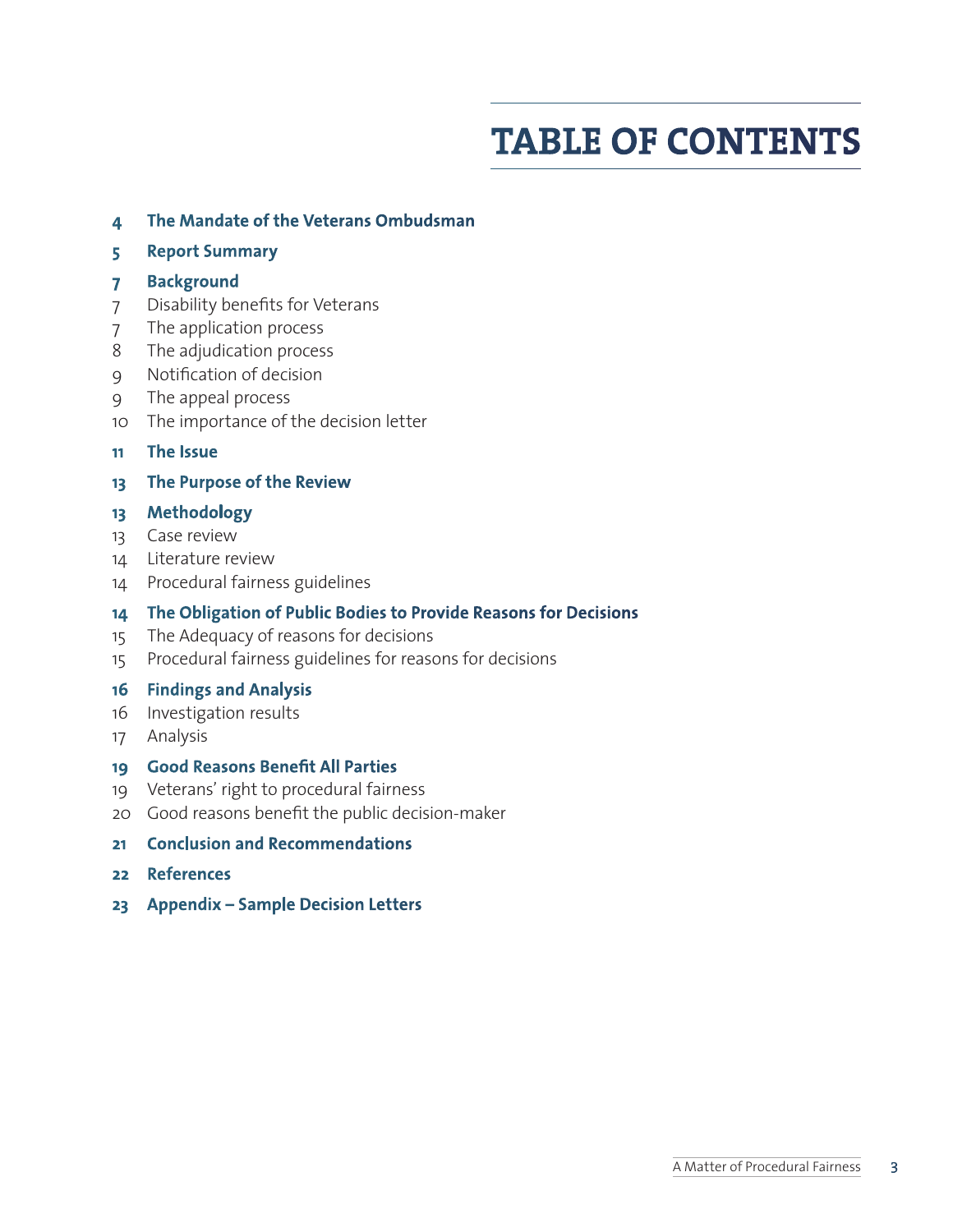# TABLE OF CONTENTS

**4 The Mandate of the Veterans Ombudsman**

**5 Report Summary**

**7 Background**

7 Disability benefits for Veterans

7 The application process

8 The adjudication process

9 Notification of decision

9 The appeal process

10 The importance of the decision letter

**11 The Issue**

**13 The Purpose of the Review**

**13 Methodology**

13 Case review

14 Literature review

14 Procedural fairness guidelines

**14 The Obligation of Public Bodies to Provide Reasons for Decisions**

15 The Adequacy of reasons for decisions

15 Procedural fairness guidelines for reasons for decisions

**16 Findings and Analysis**

16 Investigation results

17 Analysis

**19 Good Reasons Benefit All Parties**

19 Veterans' right to procedural fairness

20 Good reasons benefit the public decision-maker

**21 Conclusion and Recommendations**

**22 References**

**23 Appendix – Sample Decision Letters**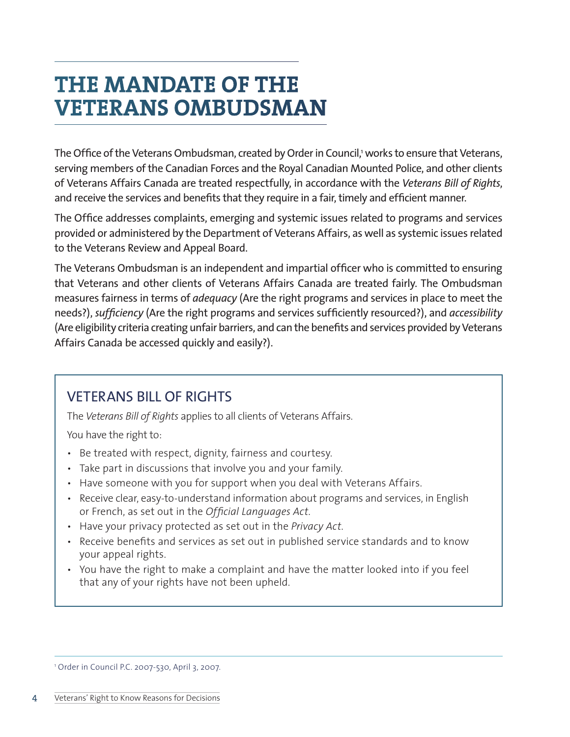# THE MANDATE OF THE VETERANS OMBUDSMAN

The Office of the Veterans Ombudsman, created by Order in Council,[1] works to ensure that Veterans, serving members of the Canadian Forces and the Royal Canadian Mounted Police, and other clients of Veterans Affairs Canada are treated respectfully, in accordance with the *Veterans Bill of Rights*, and receive the services and benefits that they require in a fair, timely and efficient manner.

The Office addresses complaints, emerging and systemic issues related to programs and services provided or administered by the Department of Veterans Affairs, as well as systemic issues related to the Veterans Review and Appeal Board.

The Veterans Ombudsman is an independent and impartial officer who is committed to ensuring that Veterans and other clients of Veterans Affairs Canada are treated fairly. The Ombudsman measures fairness in terms of *adequacy* (Are the right programs and services in place to meet the needs?), *sufficiency* (Are the right programs and services sufficiently resourced?), and *accessibility* (Are eligibility criteria creating unfair barriers, and can the benefits and services provided by Veterans Affairs Canada be accessed quickly and easily?).

## VETERANS BILL OF RIGHTS

The *Veterans Bill of Rights* applies to all clients of Veterans Affairs.

You have the right to:

- Be treated with respect, dignity, fairness and courtesy.
- Take part in discussions that involve you and your family.
- Have someone with you for support when you deal with Veterans Affairs.
- Receive clear, easy-to-understand information about programs and services, in English or French, as set out in the *Official Languages Act*.
- Have your privacy protected as set out in the *Privacy Act*.
- Receive benefits and services as set out in published service standards and to know your appeal rights.
- You have the right to make a complaint and have the matter looked into if you feel that any of your rights have not been upheld.

[1] Order in Council P.C. 2007-530, April 3, 2007.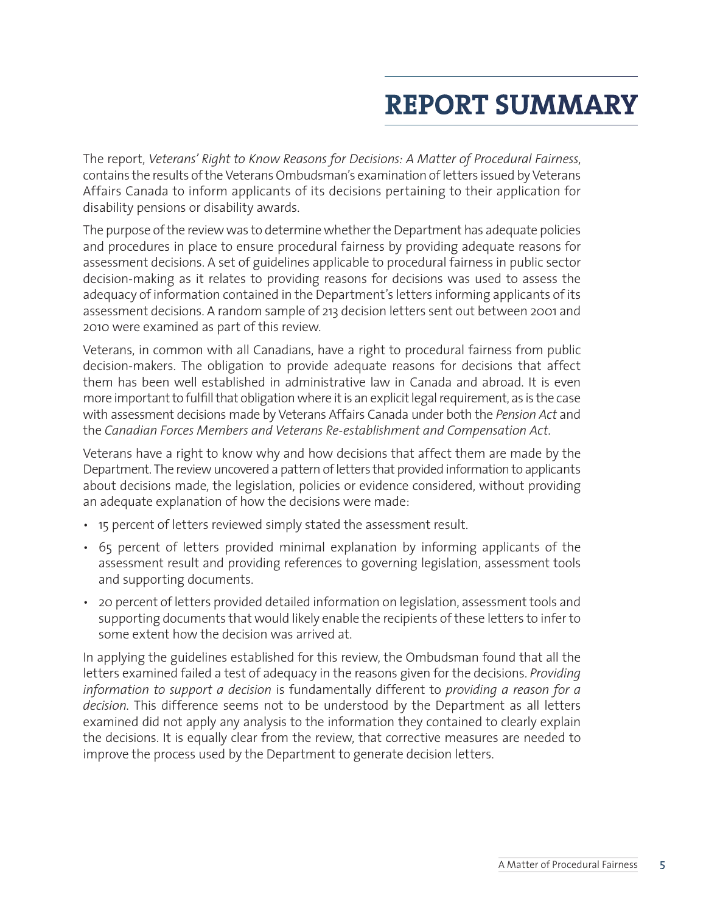# REPORT SUMMARY

The report, *Veterans' Right to Know Reasons for Decisions: A Matter of Procedural Fairness*, contains the results of the Veterans Ombudsman's examination of letters issued by Veterans Affairs Canada to inform applicants of its decisions pertaining to their application for disability pensions or disability awards.

The purpose of the review was to determine whether the Department has adequate policies and procedures in place to ensure procedural fairness by providing adequate reasons for assessment decisions. A set of guidelines applicable to procedural fairness in public sector decision-making as it relates to providing reasons for decisions was used to assess the adequacy of information contained in the Department's letters informing applicants of its assessment decisions. A random sample of 213 decision letters sent out between 2001 and 2010 were examined as part of this review.

Veterans, in common with all Canadians, have a right to procedural fairness from public decision-makers. The obligation to provide adequate reasons for decisions that affect them has been well established in administrative law in Canada and abroad. It is even more important to fulfill that obligation where it is an explicit legal requirement, as is the case with assessment decisions made by Veterans Affairs Canada under both the *Pension Act* and the *Canadian Forces Members and Veterans Re-establishment and Compensation Act*.

Veterans have a right to know why and how decisions that affect them are made by the Department. The review uncovered a pattern of letters that provided information to applicants about decisions made, the legislation, policies or evidence considered, without providing an adequate explanation of how the decisions were made:

- 15 percent of letters reviewed simply stated the assessment result.
- 65 percent of letters provided minimal explanation by informing applicants of the assessment result and providing references to governing legislation, assessment tools and supporting documents.
- 20 percent of letters provided detailed information on legislation, assessment tools and supporting documents that would likely enable the recipients of these letters to infer to some extent how the decision was arrived at.

In applying the guidelines established for this review, the Ombudsman found that all the letters examined failed a test of adequacy in the reasons given for the decisions. *Providing information to support a decision* is fundamentally different to *providing a reason for a decision*. This difference seems not to be understood by the Department as all letters examined did not apply any analysis to the information they contained to clearly explain the decisions. It is equally clear from the review, that corrective measures are needed to improve the process used by the Department to generate decision letters.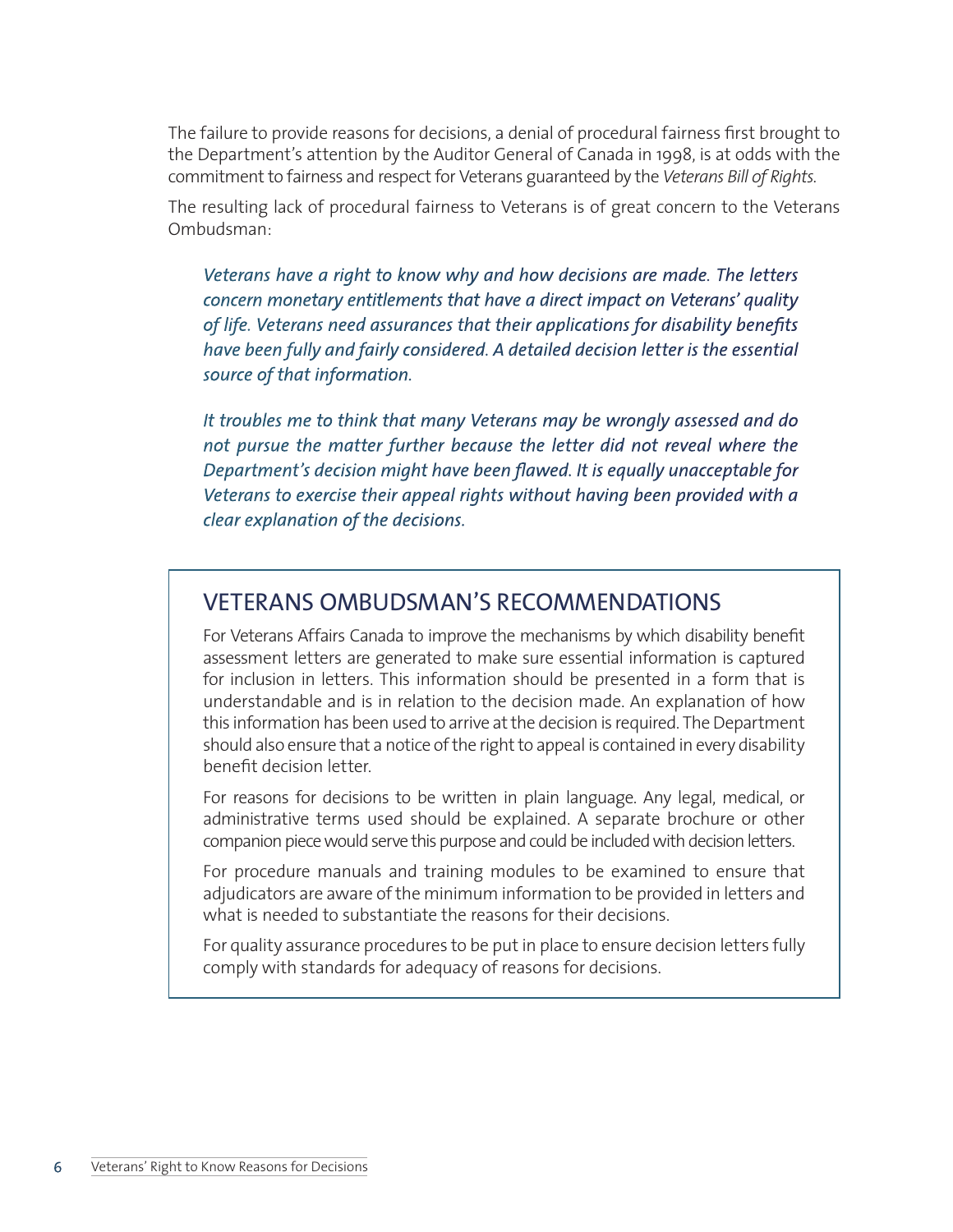The failure to provide reasons for decisions, a denial of procedural fairness first brought to the Department's attention by the Auditor General of Canada in 1998, is at odds with the commitment to fairness and respect for Veterans guaranteed by the *Veterans Bill of Rights*.

The resulting lack of procedural fairness to Veterans is of great concern to the Veterans Ombudsman:

> *Veterans have a right to know why and how decisions are made. The letters concern monetary entitlements that have a direct impact on Veterans' quality of life. Veterans need assurances that their applications for disability benefits have been fully and fairly considered. A detailed decision letter is the essential source of that information.*
>
> *It troubles me to think that many Veterans may be wrongly assessed and do not pursue the matter further because the letter did not reveal where the Department's decision might have been flawed. It is equally unacceptable for Veterans to exercise their appeal rights without having been provided with a clear explanation of the decisions.*

## VETERANS OMBUDSMAN'S RECOMMENDATIONS

For Veterans Affairs Canada to improve the mechanisms by which disability benefit assessment letters are generated to make sure essential information is captured for inclusion in letters. This information should be presented in a form that is understandable and is in relation to the decision made. An explanation of how this information has been used to arrive at the decision is required. The Department should also ensure that a notice of the right to appeal is contained in every disability benefit decision letter.

For reasons for decisions to be written in plain language. Any legal, medical, or administrative terms used should be explained. A separate brochure or other companion piece would serve this purpose and could be included with decision letters.

For procedure manuals and training modules to be examined to ensure that adjudicators are aware of the minimum information to be provided in letters and what is needed to substantiate the reasons for their decisions.

For quality assurance procedures to be put in place to ensure decision letters fully comply with standards for adequacy of reasons for decisions.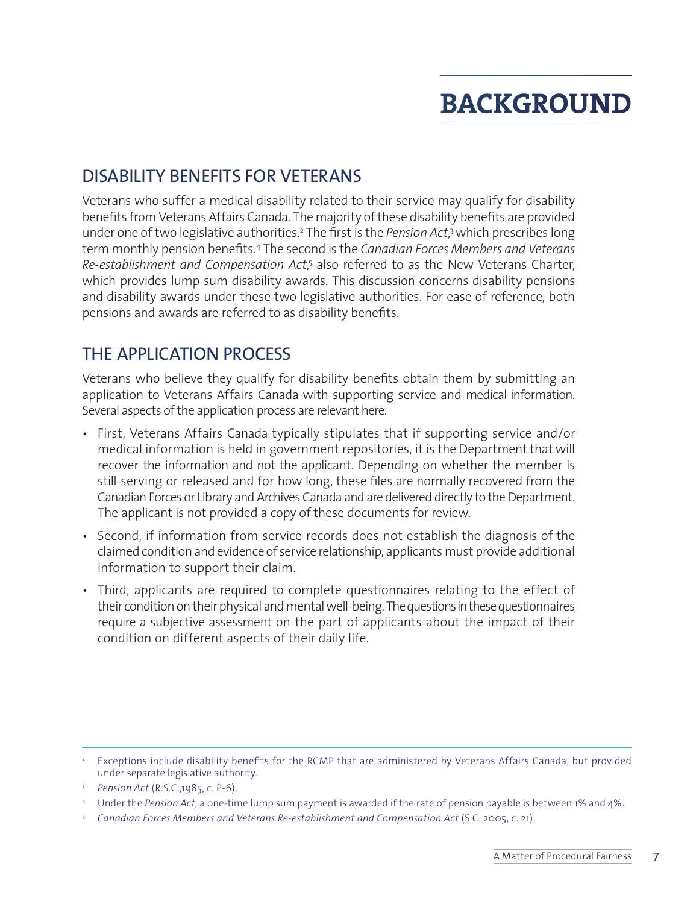# BACKGROUND

## DISABILITY BENEFITS FOR VETERANS

Veterans who suffer a medical disability related to their service may qualify for disability benefits from Veterans Affairs Canada. The majority of these disability benefits are provided under one of two legislative authorities.[2] The first is the *Pension Act*,[3] which prescribes long term monthly pension benefits.[4] The second is the *Canadian Forces Members and Veterans Re-establishment and Compensation Act*,[5] also referred to as the New Veterans Charter, which provides lump sum disability awards. This discussion concerns disability pensions and disability awards under these two legislative authorities. For ease of reference, both pensions and awards are referred to as disability benefits.

## THE APPLICATION PROCESS

Veterans who believe they qualify for disability benefits obtain them by submitting an application to Veterans Affairs Canada with supporting service and medical information. Several aspects of the application process are relevant here.

- First, Veterans Affairs Canada typically stipulates that if supporting service and/or medical information is held in government repositories, it is the Department that will recover the information and not the applicant. Depending on whether the member is still-serving or released and for how long, these files are normally recovered from the Canadian Forces or Library and Archives Canada and are delivered directly to the Department. The applicant is not provided a copy of these documents for review.
- Second, if information from service records does not establish the diagnosis of the claimed condition and evidence of service relationship, applicants must provide additional information to support their claim.
- Third, applicants are required to complete questionnaires relating to the effect of their condition on their physical and mental well-being. The questions in these questionnaires require a subjective assessment on the part of applicants about the impact of their condition on different aspects of their daily life.

---

[2] Exceptions include disability benefits for the RCMP that are administered by Veterans Affairs Canada, but provided under separate legislative authority.

[3] *Pension Act* (R.S.C.,1985, c. P-6).

[4] Under the *Pension Act*, a one-time lump sum payment is awarded if the rate of pension payable is between 1% and 4%.

[5] *Canadian Forces Members and Veterans Re-establishment and Compensation Act* (S.C. 2005, c. 21).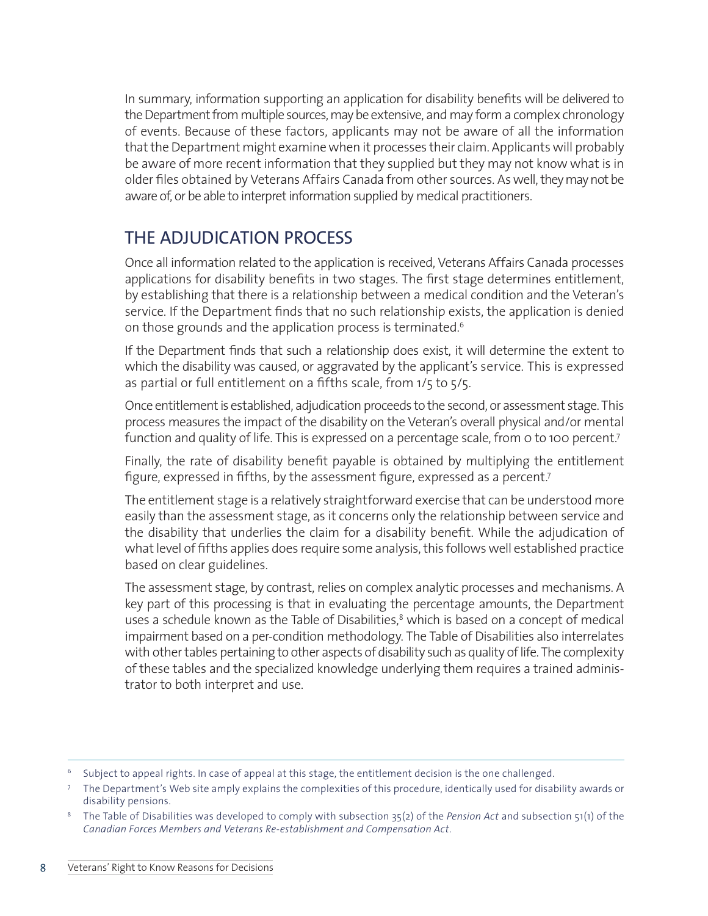In summary, information supporting an application for disability benefits will be delivered to the Department from multiple sources, may be extensive, and may form a complex chronology of events. Because of these factors, applicants may not be aware of all the information that the Department might examine when it processes their claim. Applicants will probably be aware of more recent information that they supplied but they may not know what is in older files obtained by Veterans Affairs Canada from other sources. As well, they may not be aware of, or be able to interpret information supplied by medical practitioners.

## THE ADJUDICATION PROCESS

Once all information related to the application is received, Veterans Affairs Canada processes applications for disability benefits in two stages. The first stage determines entitlement, by establishing that there is a relationship between a medical condition and the Veteran's service. If the Department finds that no such relationship exists, the application is denied on those grounds and the application process is terminated.[6]

If the Department finds that such a relationship does exist, it will determine the extent to which the disability was caused, or aggravated by the applicant's service. This is expressed as partial or full entitlement on a fifths scale, from 1/5 to 5/5.

Once entitlement is established, adjudication proceeds to the second, or assessment stage. This process measures the impact of the disability on the Veteran's overall physical and/or mental function and quality of life. This is expressed on a percentage scale, from 0 to 100 percent.[7]

Finally, the rate of disability benefit payable is obtained by multiplying the entitlement figure, expressed in fifths, by the assessment figure, expressed as a percent.[7]

The entitlement stage is a relatively straightforward exercise that can be understood more easily than the assessment stage, as it concerns only the relationship between service and the disability that underlies the claim for a disability benefit. While the adjudication of what level of fifths applies does require some analysis, this follows well established practice based on clear guidelines.

The assessment stage, by contrast, relies on complex analytic processes and mechanisms. A key part of this processing is that in evaluating the percentage amounts, the Department uses a schedule known as the Table of Disabilities,[8] which is based on a concept of medical impairment based on a per-condition methodology. The Table of Disabilities also interrelates with other tables pertaining to other aspects of disability such as quality of life. The complexity of these tables and the specialized knowledge underlying them requires a trained administrator to both interpret and use.

---

[6] Subject to appeal rights. In case of appeal at this stage, the entitlement decision is the one challenged.

[7] The Department's Web site amply explains the complexities of this procedure, identically used for disability awards or disability pensions.

[8] The Table of Disabilities was developed to comply with subsection 35(2) of the *Pension Act* and subsection 51(1) of the *Canadian Forces Members and Veterans Re-establishment and Compensation Act*.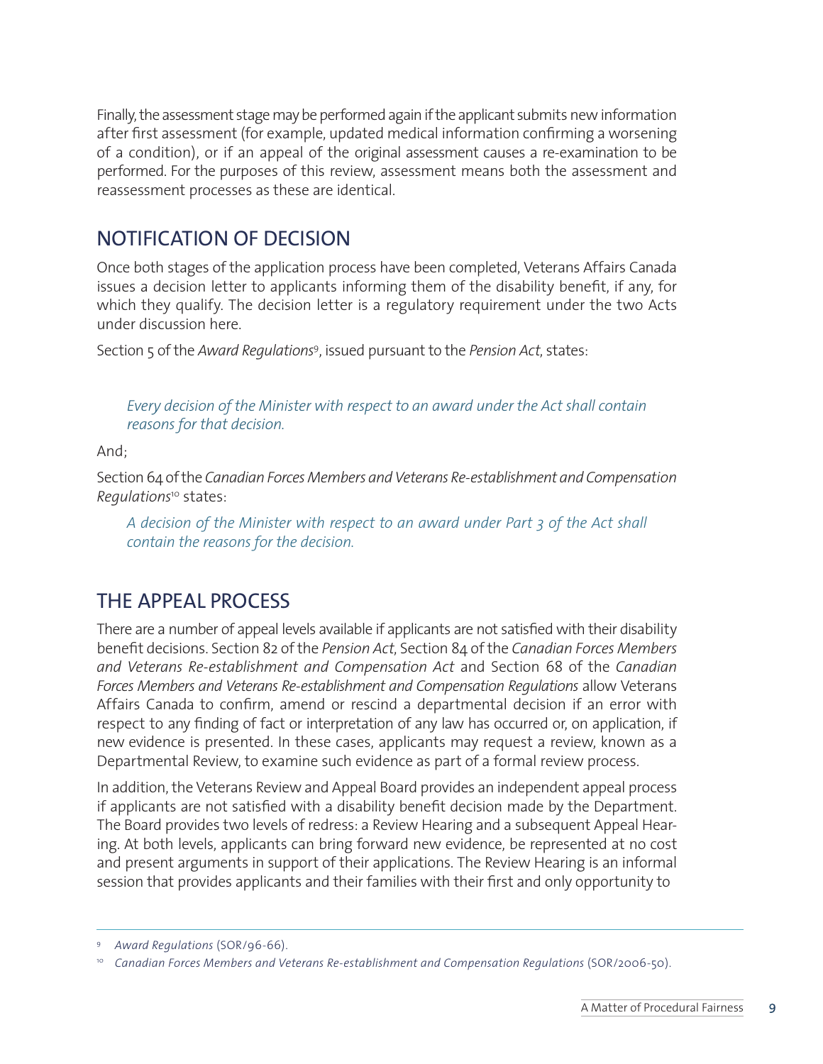Finally, the assessment stage may be performed again if the applicant submits new information after first assessment (for example, updated medical information confirming a worsening of a condition), or if an appeal of the original assessment causes a re-examination to be performed. For the purposes of this review, assessment means both the assessment and reassessment processes as these are identical.

## NOTIFICATION OF DECISION

Once both stages of the application process have been completed, Veterans Affairs Canada issues a decision letter to applicants informing them of the disability benefit, if any, for which they qualify. The decision letter is a regulatory requirement under the two Acts under discussion here.

Section 5 of the *Award Regulations*[9], issued pursuant to the *Pension Act*, states:

> *Every decision of the Minister with respect to an award under the Act shall contain reasons for that decision.*

And;

Section 64 of the *Canadian Forces Members and Veterans Re-establishment and Compensation Regulations*[10] states:

> *A decision of the Minister with respect to an award under Part 3 of the Act shall contain the reasons for the decision.*

## THE APPEAL PROCESS

There are a number of appeal levels available if applicants are not satisfied with their disability benefit decisions. Section 82 of the *Pension Act*, Section 84 of the *Canadian Forces Members and Veterans Re-establishment and Compensation Act* and Section 68 of the *Canadian Forces Members and Veterans Re-establishment and Compensation Regulations* allow Veterans Affairs Canada to confirm, amend or rescind a departmental decision if an error with respect to any finding of fact or interpretation of any law has occurred or, on application, if new evidence is presented. In these cases, applicants may request a review, known as a Departmental Review, to examine such evidence as part of a formal review process.

In addition, the Veterans Review and Appeal Board provides an independent appeal process if applicants are not satisfied with a disability benefit decision made by the Department. The Board provides two levels of redress: a Review Hearing and a subsequent Appeal Hearing. At both levels, applicants can bring forward new evidence, be represented at no cost and present arguments in support of their applications. The Review Hearing is an informal session that provides applicants and their families with their first and only opportunity to

---

[9] *Award Regulations* (SOR/96-66).

[10] *Canadian Forces Members and Veterans Re-establishment and Compensation Regulations* (SOR/2006-50).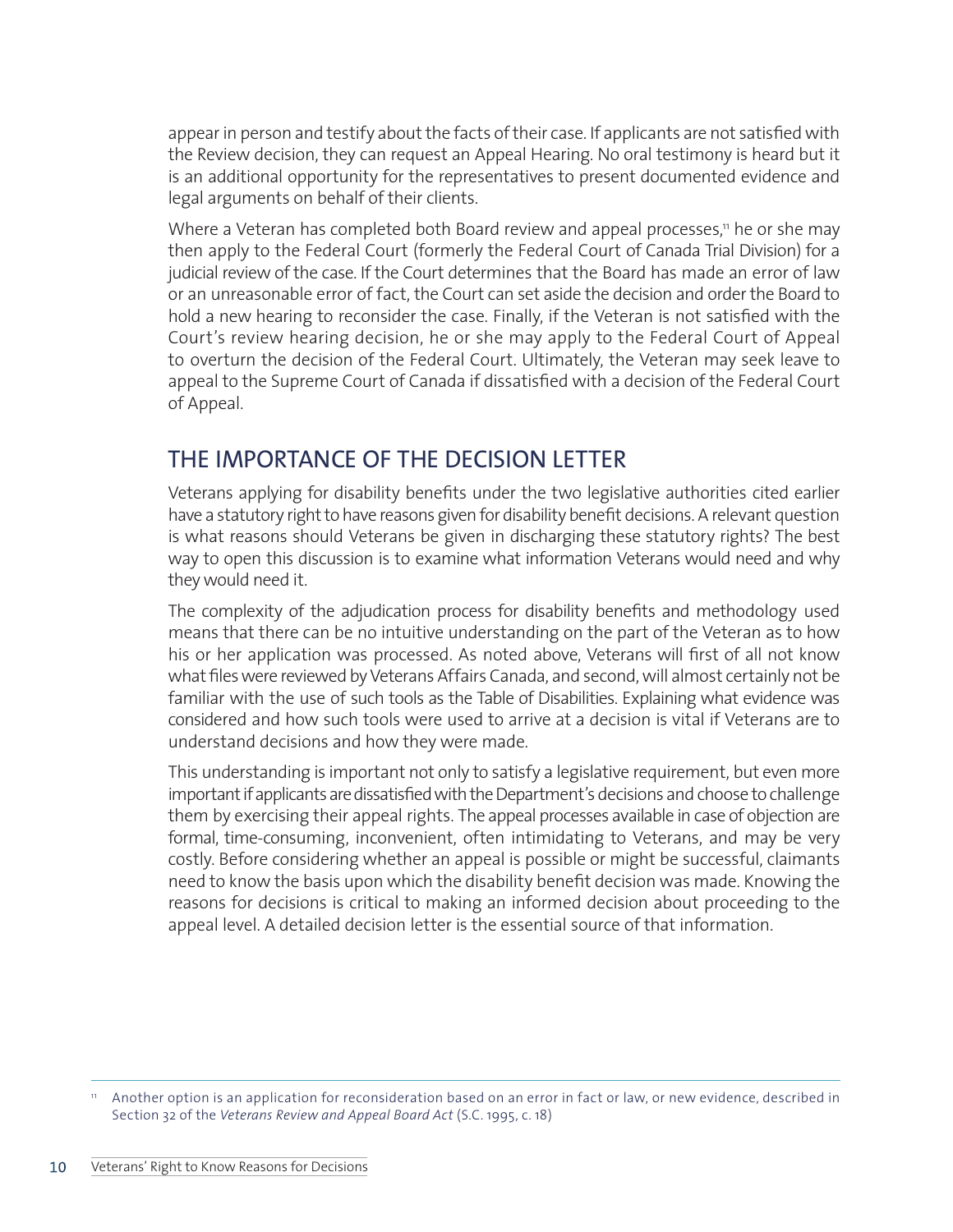appear in person and testify about the facts of their case. If applicants are not satisfied with the Review decision, they can request an Appeal Hearing. No oral testimony is heard but it is an additional opportunity for the representatives to present documented evidence and legal arguments on behalf of their clients.

Where a Veteran has completed both Board review and appeal processes,[11] he or she may then apply to the Federal Court (formerly the Federal Court of Canada Trial Division) for a judicial review of the case. If the Court determines that the Board has made an error of law or an unreasonable error of fact, the Court can set aside the decision and order the Board to hold a new hearing to reconsider the case. Finally, if the Veteran is not satisfied with the Court's review hearing decision, he or she may apply to the Federal Court of Appeal to overturn the decision of the Federal Court. Ultimately, the Veteran may seek leave to appeal to the Supreme Court of Canada if dissatisfied with a decision of the Federal Court of Appeal.

## THE IMPORTANCE OF THE DECISION LETTER

Veterans applying for disability benefits under the two legislative authorities cited earlier have a statutory right to have reasons given for disability benefit decisions. A relevant question is what reasons should Veterans be given in discharging these statutory rights? The best way to open this discussion is to examine what information Veterans would need and why they would need it.

The complexity of the adjudication process for disability benefits and methodology used means that there can be no intuitive understanding on the part of the Veteran as to how his or her application was processed. As noted above, Veterans will first of all not know what files were reviewed by Veterans Affairs Canada, and second, will almost certainly not be familiar with the use of such tools as the Table of Disabilities. Explaining what evidence was considered and how such tools were used to arrive at a decision is vital if Veterans are to understand decisions and how they were made.

This understanding is important not only to satisfy a legislative requirement, but even more important if applicants are dissatisfied with the Department's decisions and choose to challenge them by exercising their appeal rights. The appeal processes available in case of objection are formal, time-consuming, inconvenient, often intimidating to Veterans, and may be very costly. Before considering whether an appeal is possible or might be successful, claimants need to know the basis upon which the disability benefit decision was made. Knowing the reasons for decisions is critical to making an informed decision about proceeding to the appeal level. A detailed decision letter is the essential source of that information.

---

[11] Another option is an application for reconsideration based on an error in fact or law, or new evidence, described in Section 32 of the *Veterans Review and Appeal Board Act* (S.C. 1995, c. 18)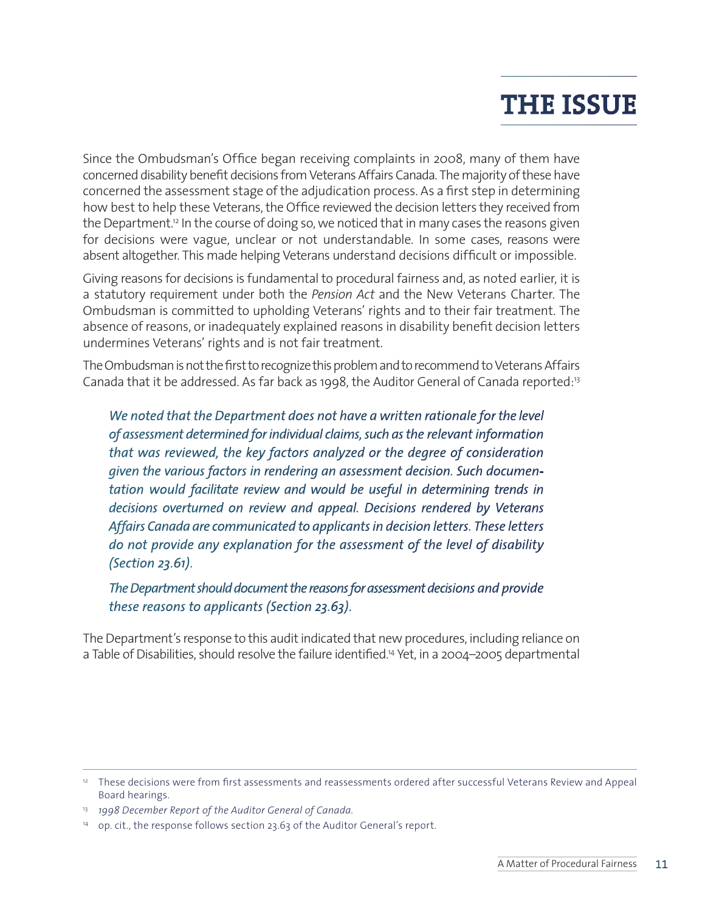# THE ISSUE

Since the Ombudsman's Office began receiving complaints in 2008, many of them have concerned disability benefit decisions from Veterans Affairs Canada. The majority of these have concerned the assessment stage of the adjudication process. As a first step in determining how best to help these Veterans, the Office reviewed the decision letters they received from the Department.[12] In the course of doing so, we noticed that in many cases the reasons given for decisions were vague, unclear or not understandable. In some cases, reasons were absent altogether. This made helping Veterans understand decisions difficult or impossible.

Giving reasons for decisions is fundamental to procedural fairness and, as noted earlier, it is a statutory requirement under both the *Pension Act* and the New Veterans Charter. The Ombudsman is committed to upholding Veterans' rights and to their fair treatment. The absence of reasons, or inadequately explained reasons in disability benefit decision letters undermines Veterans' rights and is not fair treatment.

The Ombudsman is not the first to recognize this problem and to recommend to Veterans Affairs Canada that it be addressed. As far back as 1998, the Auditor General of Canada reported:[13]

> *We noted that the Department does not have a written rationale for the level of assessment determined for individual claims, such as the relevant information that was reviewed, the key factors analyzed or the degree of consideration given the various factors in rendering an assessment decision. Such documentation would facilitate review and would be useful in determining trends in decisions overturned on review and appeal. Decisions rendered by Veterans Affairs Canada are communicated to applicants in decision letters. These letters do not provide any explanation for the assessment of the level of disability (Section 23.61).*
>
> *The Department should document the reasons for assessment decisions and provide these reasons to applicants (Section 23.63).*

The Department's response to this audit indicated that new procedures, including reliance on a Table of Disabilities, should resolve the failure identified.[14] Yet, in a 2004–2005 departmental

---

[12] These decisions were from first assessments and reassessments ordered after successful Veterans Review and Appeal Board hearings.

[13] *1998 December Report of the Auditor General of Canada.*

[14] op. cit., the response follows section 23.63 of the Auditor General's report.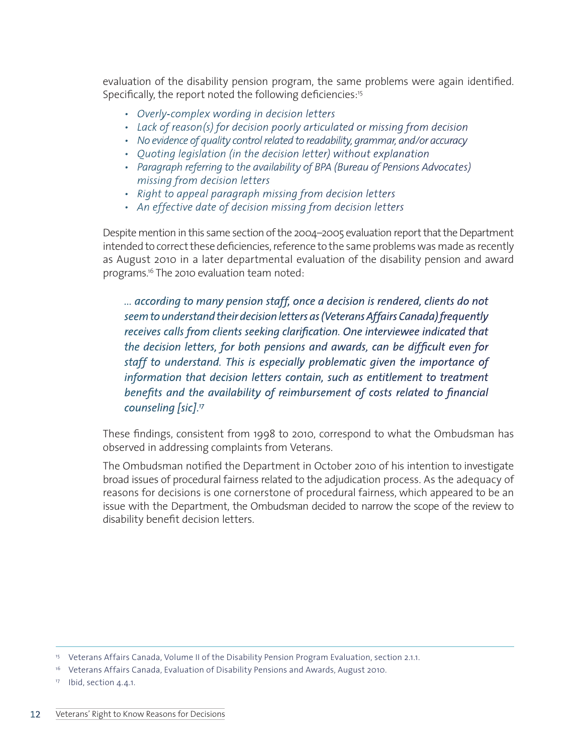evaluation of the disability pension program, the same problems were again identified. Specifically, the report noted the following deficiencies:[15]

- *Overly-complex wording in decision letters*
- *Lack of reason(s) for decision poorly articulated or missing from decision*
- *No evidence of quality control related to readability, grammar, and/or accuracy*
- *Quoting legislation (in the decision letter) without explanation*
- *Paragraph referring to the availability of BPA (Bureau of Pensions Advocates) missing from decision letters*
- *Right to appeal paragraph missing from decision letters*
- *An effective date of decision missing from decision letters*

Despite mention in this same section of the 2004–2005 evaluation report that the Department intended to correct these deficiencies, reference to the same problems was made as recently as August 2010 in a later departmental evaluation of the disability pension and award programs.[16] The 2010 evaluation team noted:

> ***… according to many pension staff, once a decision is rendered, clients do not seem to understand their decision letters as (Veterans Affairs Canada) frequently receives calls from clients seeking clarification. One interviewee indicated that the decision letters, for both pensions and awards, can be difficult even for staff to understand. This is especially problematic given the importance of information that decision letters contain, such as entitlement to treatment benefits and the availability of reimbursement of costs related to financial counseling [sic].***[17]

These findings, consistent from 1998 to 2010, correspond to what the Ombudsman has observed in addressing complaints from Veterans.

The Ombudsman notified the Department in October 2010 of his intention to investigate broad issues of procedural fairness related to the adjudication process. As the adequacy of reasons for decisions is one cornerstone of procedural fairness, which appeared to be an issue with the Department, the Ombudsman decided to narrow the scope of the review to disability benefit decision letters.

---

[15] Veterans Affairs Canada, Volume II of the Disability Pension Program Evaluation, section 2.1.1.

[16] Veterans Affairs Canada, Evaluation of Disability Pensions and Awards, August 2010.

[17] Ibid, section 4.4.1.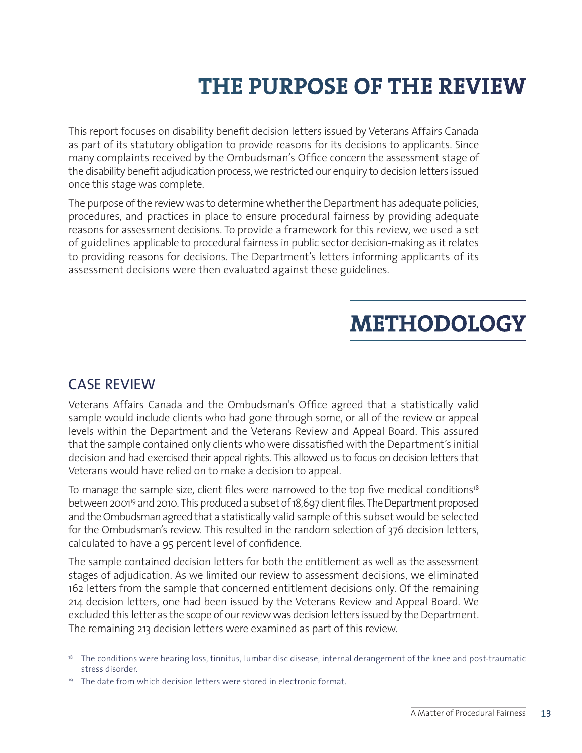# THE PURPOSE OF THE REVIEW

This report focuses on disability benefit decision letters issued by Veterans Affairs Canada as part of its statutory obligation to provide reasons for its decisions to applicants. Since many complaints received by the Ombudsman's Office concern the assessment stage of the disability benefit adjudication process, we restricted our enquiry to decision letters issued once this stage was complete.

The purpose of the review was to determine whether the Department has adequate policies, procedures, and practices in place to ensure procedural fairness by providing adequate reasons for assessment decisions. To provide a framework for this review, we used a set of guidelines applicable to procedural fairness in public sector decision-making as it relates to providing reasons for decisions. The Department's letters informing applicants of its assessment decisions were then evaluated against these guidelines.

# METHODOLOGY

## CASE REVIEW

Veterans Affairs Canada and the Ombudsman's Office agreed that a statistically valid sample would include clients who had gone through some, or all of the review or appeal levels within the Department and the Veterans Review and Appeal Board. This assured that the sample contained only clients who were dissatisfied with the Department's initial decision and had exercised their appeal rights. This allowed us to focus on decision letters that Veterans would have relied on to make a decision to appeal.

To manage the sample size, client files were narrowed to the top five medical conditions[18] between 2001[19] and 2010. This produced a subset of 18,697 client files. The Department proposed and the Ombudsman agreed that a statistically valid sample of this subset would be selected for the Ombudsman's review. This resulted in the random selection of 376 decision letters, calculated to have a 95 percent level of confidence.

The sample contained decision letters for both the entitlement as well as the assessment stages of adjudication. As we limited our review to assessment decisions, we eliminated 162 letters from the sample that concerned entitlement decisions only. Of the remaining 214 decision letters, one had been issued by the Veterans Review and Appeal Board. We excluded this letter as the scope of our review was decision letters issued by the Department. The remaining 213 decision letters were examined as part of this review.

[18] The conditions were hearing loss, tinnitus, lumbar disc disease, internal derangement of the knee and post-traumatic stress disorder.

[19] The date from which decision letters were stored in electronic format.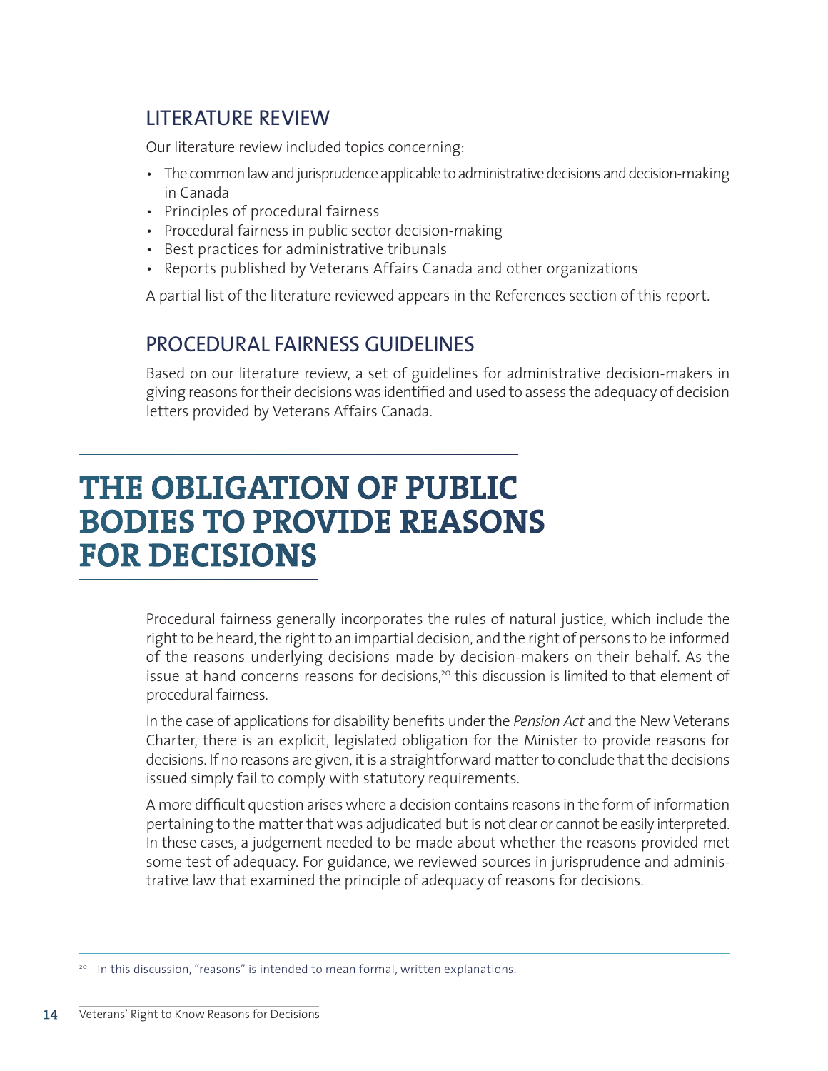## LITERATURE REVIEW

Our literature review included topics concerning:

- The common law and jurisprudence applicable to administrative decisions and decision-making in Canada
- Principles of procedural fairness
- Procedural fairness in public sector decision-making
- Best practices for administrative tribunals
- Reports published by Veterans Affairs Canada and other organizations

A partial list of the literature reviewed appears in the References section of this report.

## PROCEDURAL FAIRNESS GUIDELINES

Based on our literature review, a set of guidelines for administrative decision-makers in giving reasons for their decisions was identified and used to assess the adequacy of decision letters provided by Veterans Affairs Canada.

# THE OBLIGATION OF PUBLIC BODIES TO PROVIDE REASONS FOR DECISIONS

Procedural fairness generally incorporates the rules of natural justice, which include the right to be heard, the right to an impartial decision, and the right of persons to be informed of the reasons underlying decisions made by decision-makers on their behalf. As the issue at hand concerns reasons for decisions,[20] this discussion is limited to that element of procedural fairness.

In the case of applications for disability benefits under the *Pension Act* and the New Veterans Charter, there is an explicit, legislated obligation for the Minister to provide reasons for decisions. If no reasons are given, it is a straightforward matter to conclude that the decisions issued simply fail to comply with statutory requirements.

A more difficult question arises where a decision contains reasons in the form of information pertaining to the matter that was adjudicated but is not clear or cannot be easily interpreted. In these cases, a judgement needed to be made about whether the reasons provided met some test of adequacy. For guidance, we reviewed sources in jurisprudence and administrative law that examined the principle of adequacy of reasons for decisions.

[20] In this discussion, "reasons" is intended to mean formal, written explanations.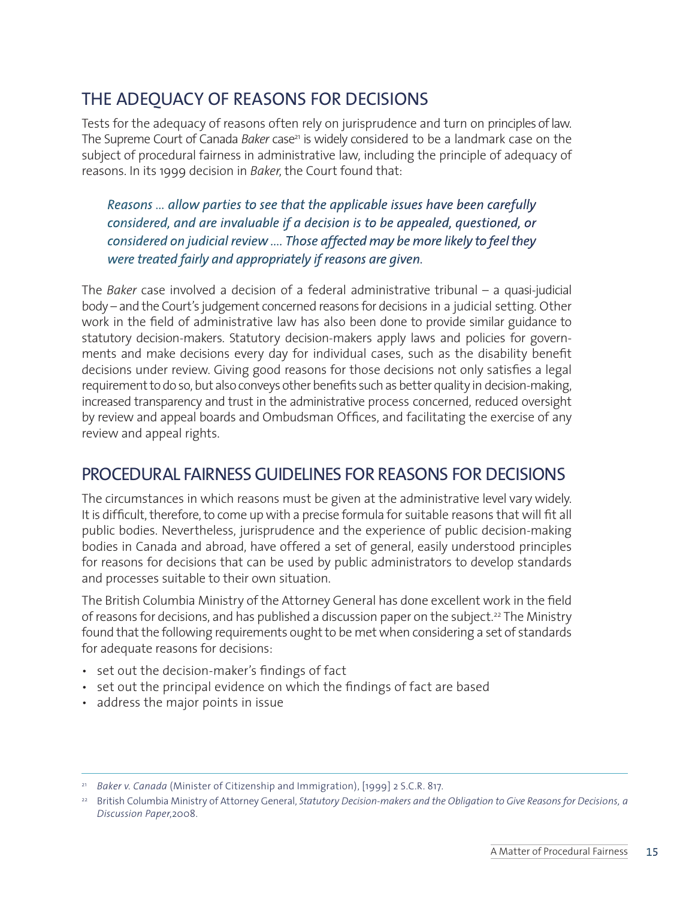## THE ADEQUACY OF REASONS FOR DECISIONS

Tests for the adequacy of reasons often rely on jurisprudence and turn on principles of law. The Supreme Court of Canada *Baker* case[21] is widely considered to be a landmark case on the subject of procedural fairness in administrative law, including the principle of adequacy of reasons. In its 1999 decision in *Baker*, the Court found that:

> *Reasons ... allow parties to see that the applicable issues have been carefully considered, and are invaluable if a decision is to be appealed, questioned, or considered on judicial review .... Those affected may be more likely to feel they were treated fairly and appropriately if reasons are given.*

The *Baker* case involved a decision of a federal administrative tribunal – a quasi-judicial body – and the Court's judgement concerned reasons for decisions in a judicial setting. Other work in the field of administrative law has also been done to provide similar guidance to statutory decision-makers. Statutory decision-makers apply laws and policies for governments and make decisions every day for individual cases, such as the disability benefit decisions under review. Giving good reasons for those decisions not only satisfies a legal requirement to do so, but also conveys other benefits such as better quality in decision-making, increased transparency and trust in the administrative process concerned, reduced oversight by review and appeal boards and Ombudsman Offices, and facilitating the exercise of any review and appeal rights.

## PROCEDURAL FAIRNESS GUIDELINES FOR REASONS FOR DECISIONS

The circumstances in which reasons must be given at the administrative level vary widely. It is difficult, therefore, to come up with a precise formula for suitable reasons that will fit all public bodies. Nevertheless, jurisprudence and the experience of public decision-making bodies in Canada and abroad, have offered a set of general, easily understood principles for reasons for decisions that can be used by public administrators to develop standards and processes suitable to their own situation.

The British Columbia Ministry of the Attorney General has done excellent work in the field of reasons for decisions, and has published a discussion paper on the subject.[22] The Ministry found that the following requirements ought to be met when considering a set of standards for adequate reasons for decisions:

- set out the decision-maker's findings of fact
- set out the principal evidence on which the findings of fact are based
- address the major points in issue

---

[21] *Baker v. Canada* (Minister of Citizenship and Immigration), [1999] 2 S.C.R. 817.

[22] British Columbia Ministry of Attorney General, *Statutory Decision-makers and the Obligation to Give Reasons for Decisions, a Discussion Paper*,2008.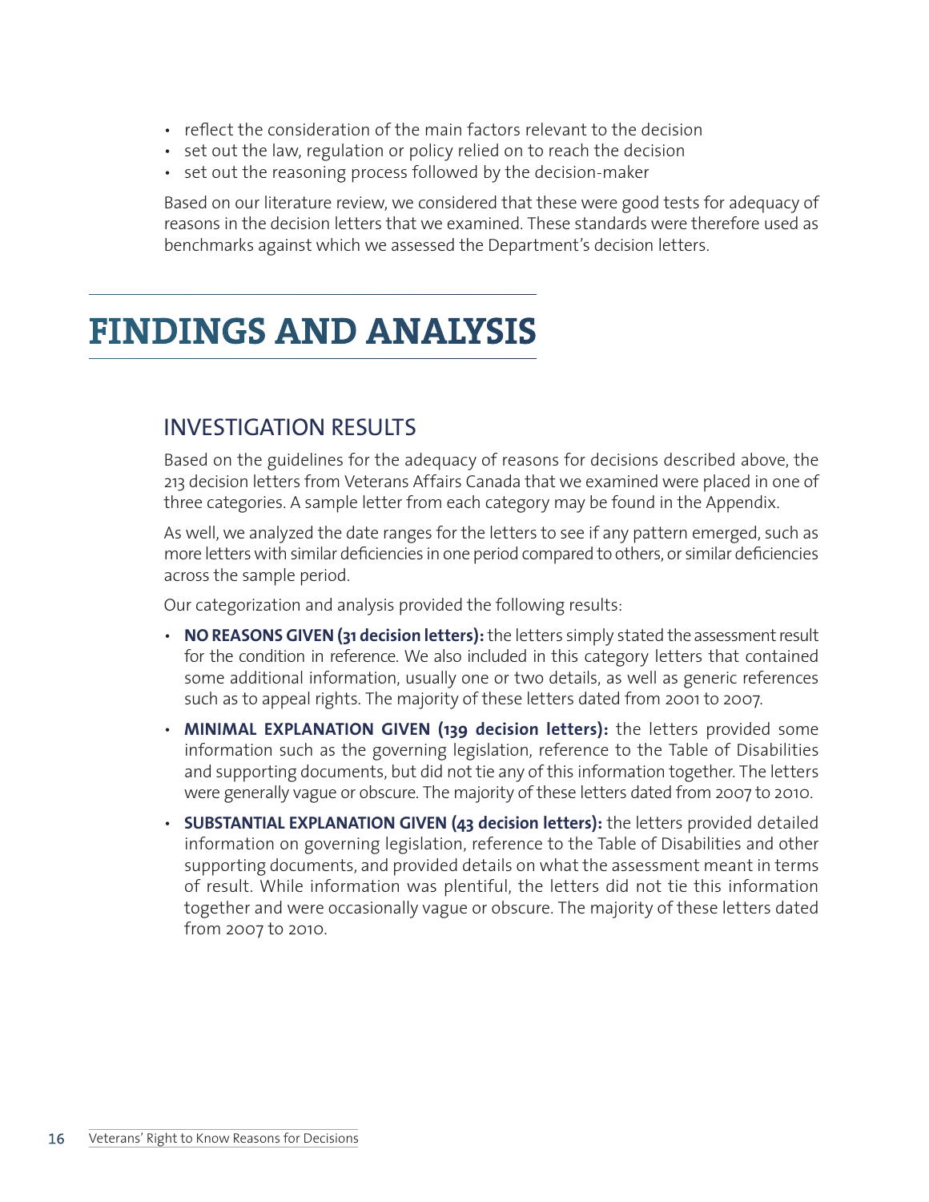- reflect the consideration of the main factors relevant to the decision
- set out the law, regulation or policy relied on to reach the decision
- set out the reasoning process followed by the decision-maker

Based on our literature review, we considered that these were good tests for adequacy of reasons in the decision letters that we examined. These standards were therefore used as benchmarks against which we assessed the Department's decision letters.

# FINDINGS AND ANALYSIS

## INVESTIGATION RESULTS

Based on the guidelines for the adequacy of reasons for decisions described above, the 213 decision letters from Veterans Affairs Canada that we examined were placed in one of three categories. A sample letter from each category may be found in the Appendix.

As well, we analyzed the date ranges for the letters to see if any pattern emerged, such as more letters with similar deficiencies in one period compared to others, or similar deficiencies across the sample period.

Our categorization and analysis provided the following results:

- **NO REASONS GIVEN (31 decision letters):** the letters simply stated the assessment result for the condition in reference. We also included in this category letters that contained some additional information, usually one or two details, as well as generic references such as to appeal rights. The majority of these letters dated from 2001 to 2007.
- **MINIMAL EXPLANATION GIVEN (139 decision letters):** the letters provided some information such as the governing legislation, reference to the Table of Disabilities and supporting documents, but did not tie any of this information together. The letters were generally vague or obscure. The majority of these letters dated from 2007 to 2010.
- **SUBSTANTIAL EXPLANATION GIVEN (43 decision letters):** the letters provided detailed information on governing legislation, reference to the Table of Disabilities and other supporting documents, and provided details on what the assessment meant in terms of result. While information was plentiful, the letters did not tie this information together and were occasionally vague or obscure. The majority of these letters dated from 2007 to 2010.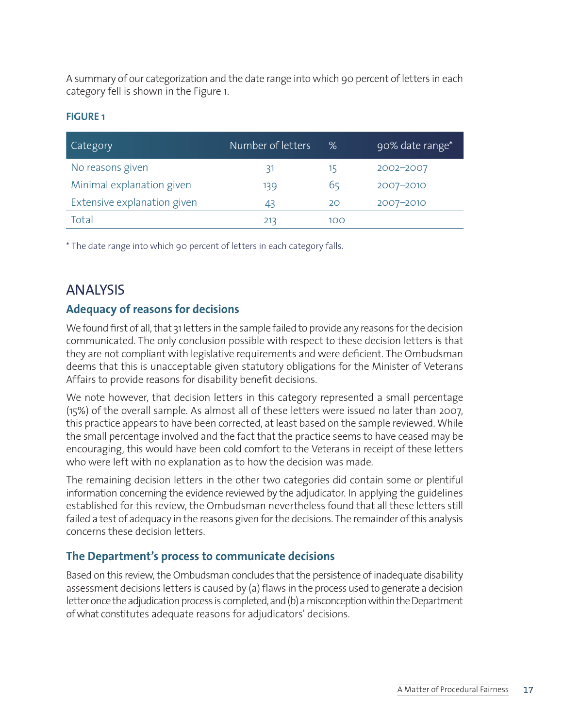A summary of our categorization and the date range into which 90 percent of letters in each category fell is shown in the Figure 1.

**FIGURE 1**

| Category | Number of letters | % | 90% date range* |
|---|---|---|---|
| No reasons given | 31 | 15 | 2002–2007 |
| Minimal explanation given | 139 | 65 | 2007–2010 |
| Extensive explanation given | 43 | 20 | 2007–2010 |
| Total | 213 | 100 | |

* The date range into which 90 percent of letters in each category falls.

# ANALYSIS

## Adequacy of reasons for decisions

We found first of all, that 31 letters in the sample failed to provide any reasons for the decision communicated. The only conclusion possible with respect to these decision letters is that they are not compliant with legislative requirements and were deficient. The Ombudsman deems that this is unacceptable given statutory obligations for the Minister of Veterans Affairs to provide reasons for disability benefit decisions.

We note however, that decision letters in this category represented a small percentage (15%) of the overall sample. As almost all of these letters were issued no later than 2007, this practice appears to have been corrected, at least based on the sample reviewed. While the small percentage involved and the fact that the practice seems to have ceased may be encouraging, this would have been cold comfort to the Veterans in receipt of these letters who were left with no explanation as to how the decision was made.

The remaining decision letters in the other two categories did contain some or plentiful information concerning the evidence reviewed by the adjudicator. In applying the guidelines established for this review, the Ombudsman nevertheless found that all these letters still failed a test of adequacy in the reasons given for the decisions. The remainder of this analysis concerns these decision letters.

## The Department's process to communicate decisions

Based on this review, the Ombudsman concludes that the persistence of inadequate disability assessment decisions letters is caused by (a) flaws in the process used to generate a decision letter once the adjudication process is completed, and (b) a misconception within the Department of what constitutes adequate reasons for adjudicators' decisions.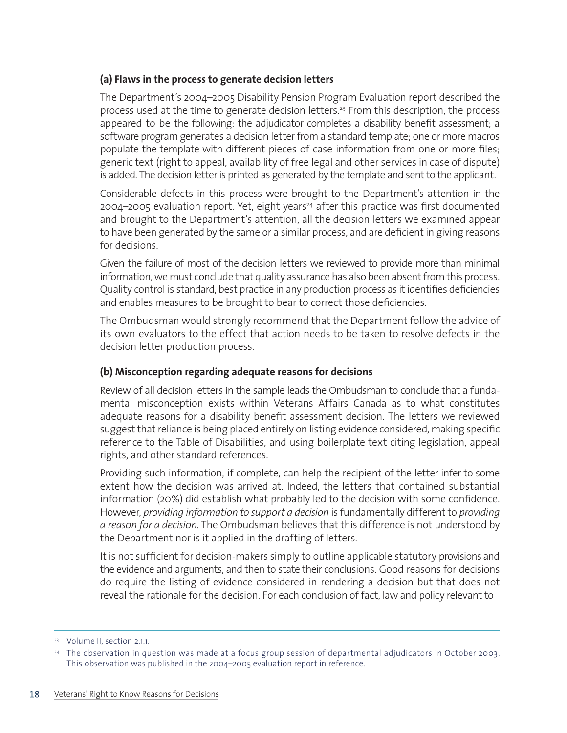### (a) Flaws in the process to generate decision letters

The Department's 2004–2005 Disability Pension Program Evaluation report described the process used at the time to generate decision letters.[23] From this description, the process appeared to be the following: the adjudicator completes a disability benefit assessment; a software program generates a decision letter from a standard template; one or more macros populate the template with different pieces of case information from one or more files; generic text (right to appeal, availability of free legal and other services in case of dispute) is added. The decision letter is printed as generated by the template and sent to the applicant.

Considerable defects in this process were brought to the Department's attention in the 2004–2005 evaluation report. Yet, eight years[24] after this practice was first documented and brought to the Department's attention, all the decision letters we examined appear to have been generated by the same or a similar process, and are deficient in giving reasons for decisions.

Given the failure of most of the decision letters we reviewed to provide more than minimal information, we must conclude that quality assurance has also been absent from this process. Quality control is standard, best practice in any production process as it identifies deficiencies and enables measures to be brought to bear to correct those deficiencies.

The Ombudsman would strongly recommend that the Department follow the advice of its own evaluators to the effect that action needs to be taken to resolve defects in the decision letter production process.

### (b) Misconception regarding adequate reasons for decisions

Review of all decision letters in the sample leads the Ombudsman to conclude that a fundamental misconception exists within Veterans Affairs Canada as to what constitutes adequate reasons for a disability benefit assessment decision. The letters we reviewed suggest that reliance is being placed entirely on listing evidence considered, making specific reference to the Table of Disabilities, and using boilerplate text citing legislation, appeal rights, and other standard references.

Providing such information, if complete, can help the recipient of the letter infer to some extent how the decision was arrived at. Indeed, the letters that contained substantial information (20%) did establish what probably led to the decision with some confidence. However, *providing information to support a decision* is fundamentally different to *providing a reason for a decision*. The Ombudsman believes that this difference is not understood by the Department nor is it applied in the drafting of letters.

It is not sufficient for decision-makers simply to outline applicable statutory provisions and the evidence and arguments, and then to state their conclusions. Good reasons for decisions do require the listing of evidence considered in rendering a decision but that does not reveal the rationale for the decision. For each conclusion of fact, law and policy relevant to

---

[23] Volume II, section 2.1.1.

[24] The observation in question was made at a focus group session of departmental adjudicators in October 2003. This observation was published in the 2004–2005 evaluation report in reference.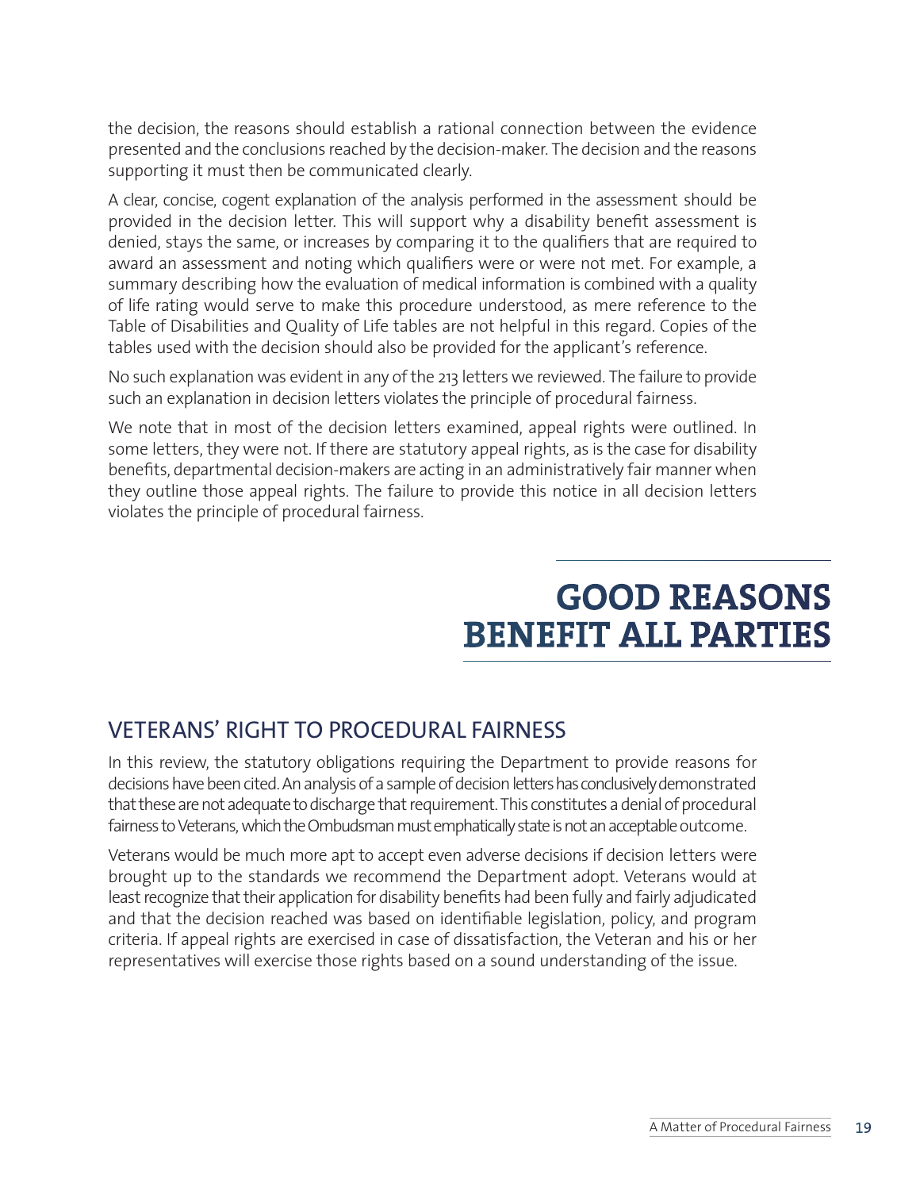the decision, the reasons should establish a rational connection between the evidence presented and the conclusions reached by the decision-maker. The decision and the reasons supporting it must then be communicated clearly.

A clear, concise, cogent explanation of the analysis performed in the assessment should be provided in the decision letter. This will support why a disability benefit assessment is denied, stays the same, or increases by comparing it to the qualifiers that are required to award an assessment and noting which qualifiers were or were not met. For example, a summary describing how the evaluation of medical information is combined with a quality of life rating would serve to make this procedure understood, as mere reference to the Table of Disabilities and Quality of Life tables are not helpful in this regard. Copies of the tables used with the decision should also be provided for the applicant's reference.

No such explanation was evident in any of the 213 letters we reviewed. The failure to provide such an explanation in decision letters violates the principle of procedural fairness.

We note that in most of the decision letters examined, appeal rights were outlined. In some letters, they were not. If there are statutory appeal rights, as is the case for disability benefits, departmental decision-makers are acting in an administratively fair manner when they outline those appeal rights. The failure to provide this notice in all decision letters violates the principle of procedural fairness.

# GOOD REASONS BENEFIT ALL PARTIES

## VETERANS' RIGHT TO PROCEDURAL FAIRNESS

In this review, the statutory obligations requiring the Department to provide reasons for decisions have been cited. An analysis of a sample of decision letters has conclusively demonstrated that these are not adequate to discharge that requirement. This constitutes a denial of procedural fairness to Veterans, which the Ombudsman must emphatically state is not an acceptable outcome.

Veterans would be much more apt to accept even adverse decisions if decision letters were brought up to the standards we recommend the Department adopt. Veterans would at least recognize that their application for disability benefits had been fully and fairly adjudicated and that the decision reached was based on identifiable legislation, policy, and program criteria. If appeal rights are exercised in case of dissatisfaction, the Veteran and his or her representatives will exercise those rights based on a sound understanding of the issue.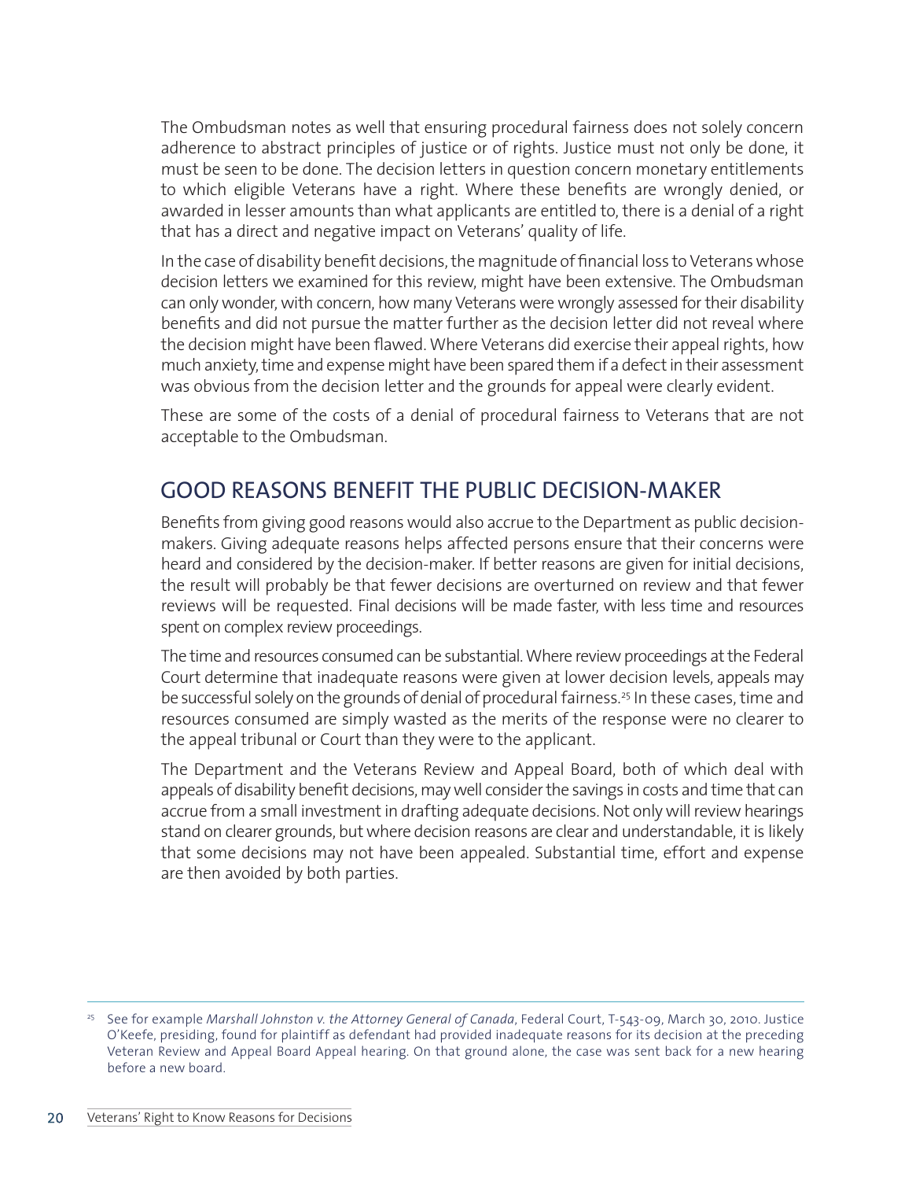The Ombudsman notes as well that ensuring procedural fairness does not solely concern adherence to abstract principles of justice or of rights. Justice must not only be done, it must be seen to be done. The decision letters in question concern monetary entitlements to which eligible Veterans have a right. Where these benefits are wrongly denied, or awarded in lesser amounts than what applicants are entitled to, there is a denial of a right that has a direct and negative impact on Veterans' quality of life.

In the case of disability benefit decisions, the magnitude of financial loss to Veterans whose decision letters we examined for this review, might have been extensive. The Ombudsman can only wonder, with concern, how many Veterans were wrongly assessed for their disability benefits and did not pursue the matter further as the decision letter did not reveal where the decision might have been flawed. Where Veterans did exercise their appeal rights, how much anxiety, time and expense might have been spared them if a defect in their assessment was obvious from the decision letter and the grounds for appeal were clearly evident.

These are some of the costs of a denial of procedural fairness to Veterans that are not acceptable to the Ombudsman.

## GOOD REASONS BENEFIT THE PUBLIC DECISION-MAKER

Benefits from giving good reasons would also accrue to the Department as public decision-makers. Giving adequate reasons helps affected persons ensure that their concerns were heard and considered by the decision-maker. If better reasons are given for initial decisions, the result will probably be that fewer decisions are overturned on review and that fewer reviews will be requested. Final decisions will be made faster, with less time and resources spent on complex review proceedings.

The time and resources consumed can be substantial. Where review proceedings at the Federal Court determine that inadequate reasons were given at lower decision levels, appeals may be successful solely on the grounds of denial of procedural fairness.[25] In these cases, time and resources consumed are simply wasted as the merits of the response were no clearer to the appeal tribunal or Court than they were to the applicant.

The Department and the Veterans Review and Appeal Board, both of which deal with appeals of disability benefit decisions, may well consider the savings in costs and time that can accrue from a small investment in drafting adequate decisions. Not only will review hearings stand on clearer grounds, but where decision reasons are clear and understandable, it is likely that some decisions may not have been appealed. Substantial time, effort and expense are then avoided by both parties.

[25] See for example *Marshall Johnston v. the Attorney General of Canada*, Federal Court, T-543-09, March 30, 2010. Justice O'Keefe, presiding, found for plaintiff as defendant had provided inadequate reasons for its decision at the preceding Veteran Review and Appeal Board Appeal hearing. On that ground alone, the case was sent back for a new hearing before a new board.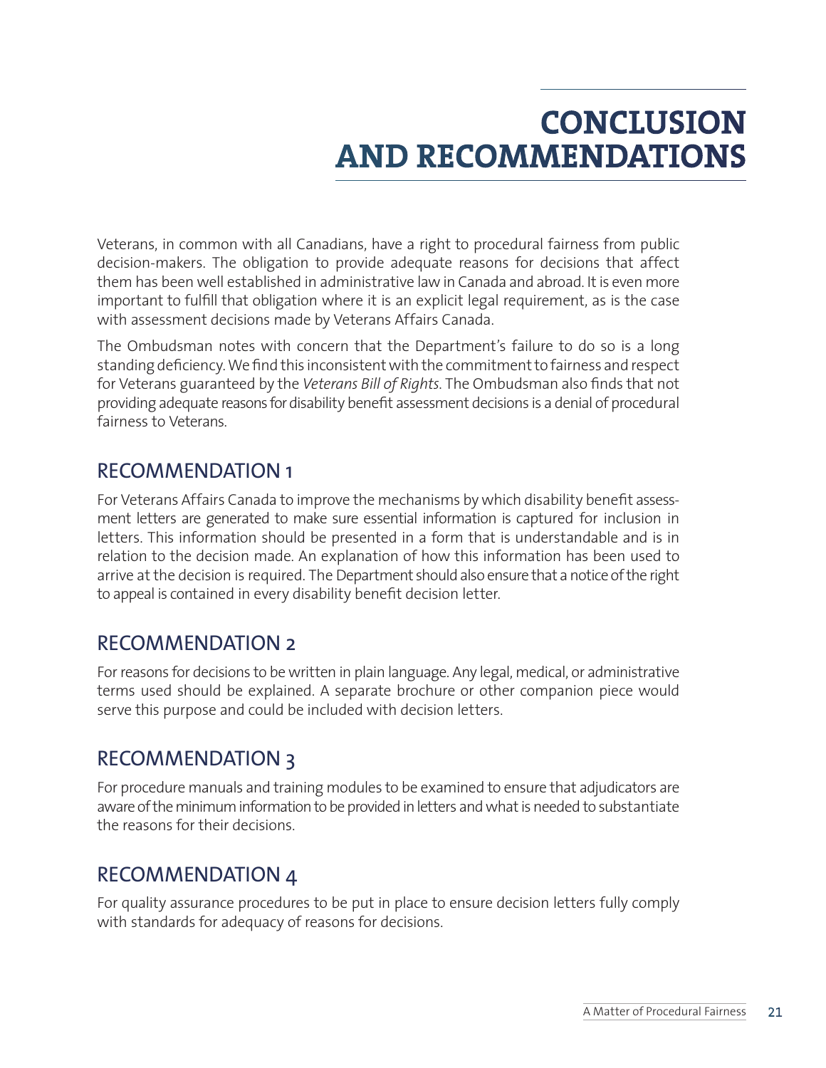# CONCLUSION AND RECOMMENDATIONS

Veterans, in common with all Canadians, have a right to procedural fairness from public decision-makers. The obligation to provide adequate reasons for decisions that affect them has been well established in administrative law in Canada and abroad. It is even more important to fulfill that obligation where it is an explicit legal requirement, as is the case with assessment decisions made by Veterans Affairs Canada.

The Ombudsman notes with concern that the Department's failure to do so is a long standing deficiency. We find this inconsistent with the commitment to fairness and respect for Veterans guaranteed by the *Veterans Bill of Rights*. The Ombudsman also finds that not providing adequate reasons for disability benefit assessment decisions is a denial of procedural fairness to Veterans.

## RECOMMENDATION 1

For Veterans Affairs Canada to improve the mechanisms by which disability benefit assessment letters are generated to make sure essential information is captured for inclusion in letters. This information should be presented in a form that is understandable and is in relation to the decision made. An explanation of how this information has been used to arrive at the decision is required. The Department should also ensure that a notice of the right to appeal is contained in every disability benefit decision letter.

## RECOMMENDATION 2

For reasons for decisions to be written in plain language. Any legal, medical, or administrative terms used should be explained. A separate brochure or other companion piece would serve this purpose and could be included with decision letters.

## RECOMMENDATION 3

For procedure manuals and training modules to be examined to ensure that adjudicators are aware of the minimum information to be provided in letters and what is needed to substantiate the reasons for their decisions.

## RECOMMENDATION 4

For quality assurance procedures to be put in place to ensure decision letters fully comply with standards for adequacy of reasons for decisions.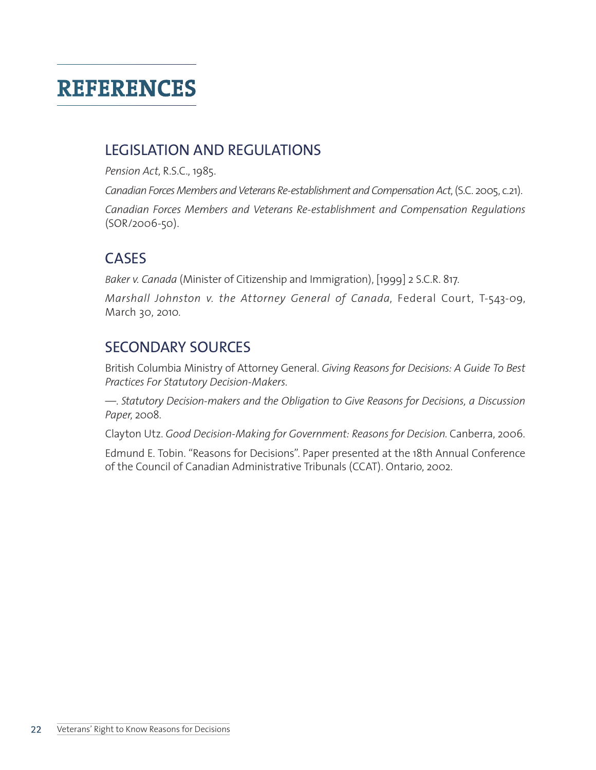# REFERENCES

## LEGISLATION AND REGULATIONS

*Pension Act*, R.S.C., 1985.

*Canadian Forces Members and Veterans Re-establishment and Compensation Act*, (S.C. 2005, c.21).

*Canadian Forces Members and Veterans Re-establishment and Compensation Regulations* (SOR/2006-50).

## CASES

*Baker v. Canada* (Minister of Citizenship and Immigration), [1999] 2 S.C.R. 817.

*Marshall Johnston v. the Attorney General of Canada*, Federal Court, T-543-09, March 30, 2010.

## SECONDARY SOURCES

British Columbia Ministry of Attorney General. *Giving Reasons for Decisions: A Guide To Best Practices For Statutory Decision-Makers*.

—. *Statutory Decision-makers and the Obligation to Give Reasons for Decisions, a Discussion Paper*, 2008.

Clayton Utz. *Good Decision-Making for Government: Reasons for Decision*. Canberra, 2006.

Edmund E. Tobin. "Reasons for Decisions". Paper presented at the 18th Annual Conference of the Council of Canadian Administrative Tribunals (CCAT). Ontario, 2002.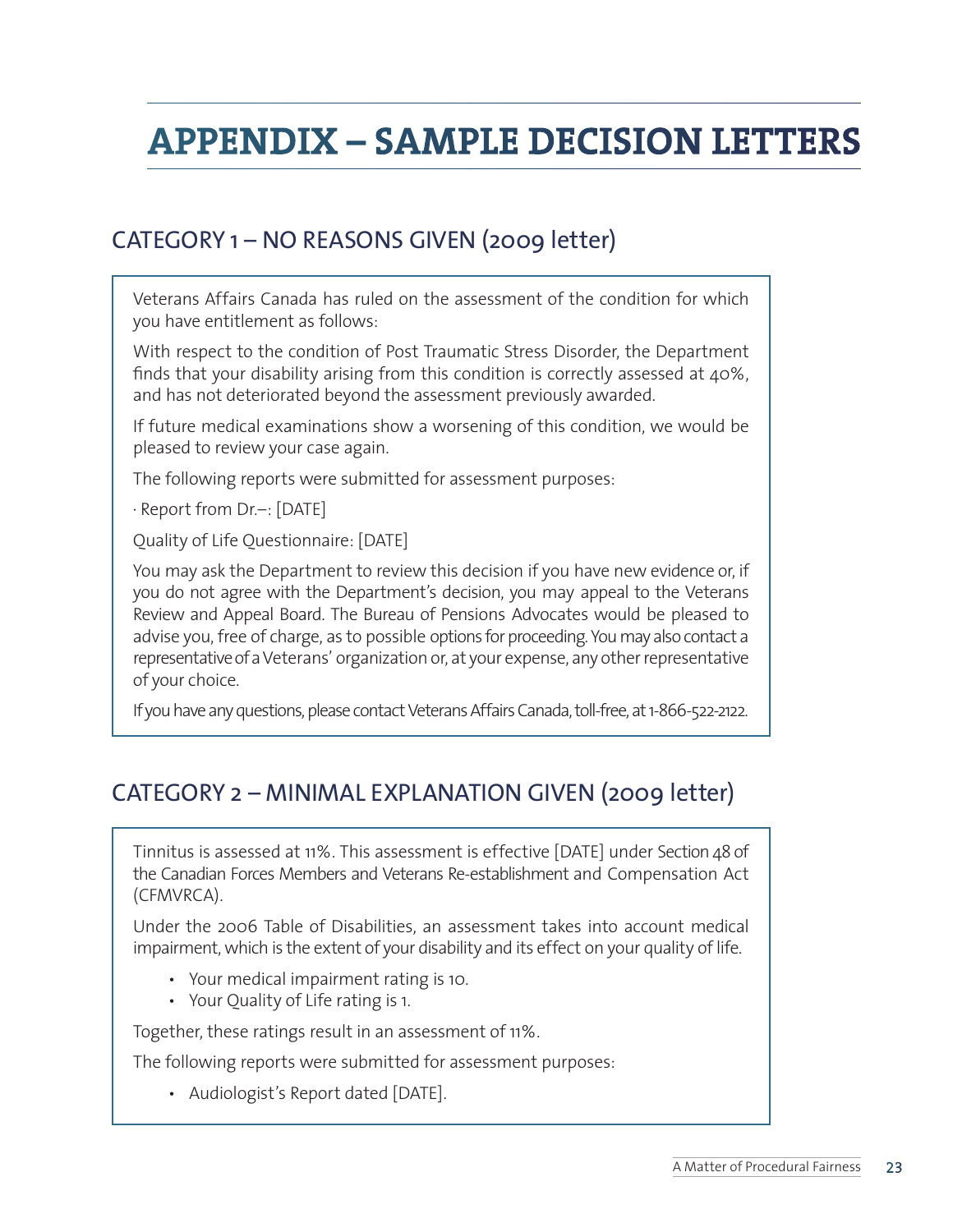# APPENDIX – SAMPLE DECISION LETTERS

## CATEGORY 1 – NO REASONS GIVEN (2009 letter)

Veterans Affairs Canada has ruled on the assessment of the condition for which you have entitlement as follows:

With respect to the condition of Post Traumatic Stress Disorder, the Department finds that your disability arising from this condition is correctly assessed at 40%, and has not deteriorated beyond the assessment previously awarded.

If future medical examinations show a worsening of this condition, we would be pleased to review your case again.

The following reports were submitted for assessment purposes:

· Report from Dr.–: [DATE]

Quality of Life Questionnaire: [DATE]

You may ask the Department to review this decision if you have new evidence or, if you do not agree with the Department's decision, you may appeal to the Veterans Review and Appeal Board. The Bureau of Pensions Advocates would be pleased to advise you, free of charge, as to possible options for proceeding. You may also contact a representative of a Veterans' organization or, at your expense, any other representative of your choice.

If you have any questions, please contact Veterans Affairs Canada, toll-free, at 1-866-522-2122.

## CATEGORY 2 – MINIMAL EXPLANATION GIVEN (2009 letter)

Tinnitus is assessed at 11%. This assessment is effective [DATE] under Section 48 of the Canadian Forces Members and Veterans Re-establishment and Compensation Act (CFMVRCA).

Under the 2006 Table of Disabilities, an assessment takes into account medical impairment, which is the extent of your disability and its effect on your quality of life.

- Your medical impairment rating is 10.
- Your Quality of Life rating is 1.

Together, these ratings result in an assessment of 11%.

The following reports were submitted for assessment purposes:

- Audiologist's Report dated [DATE].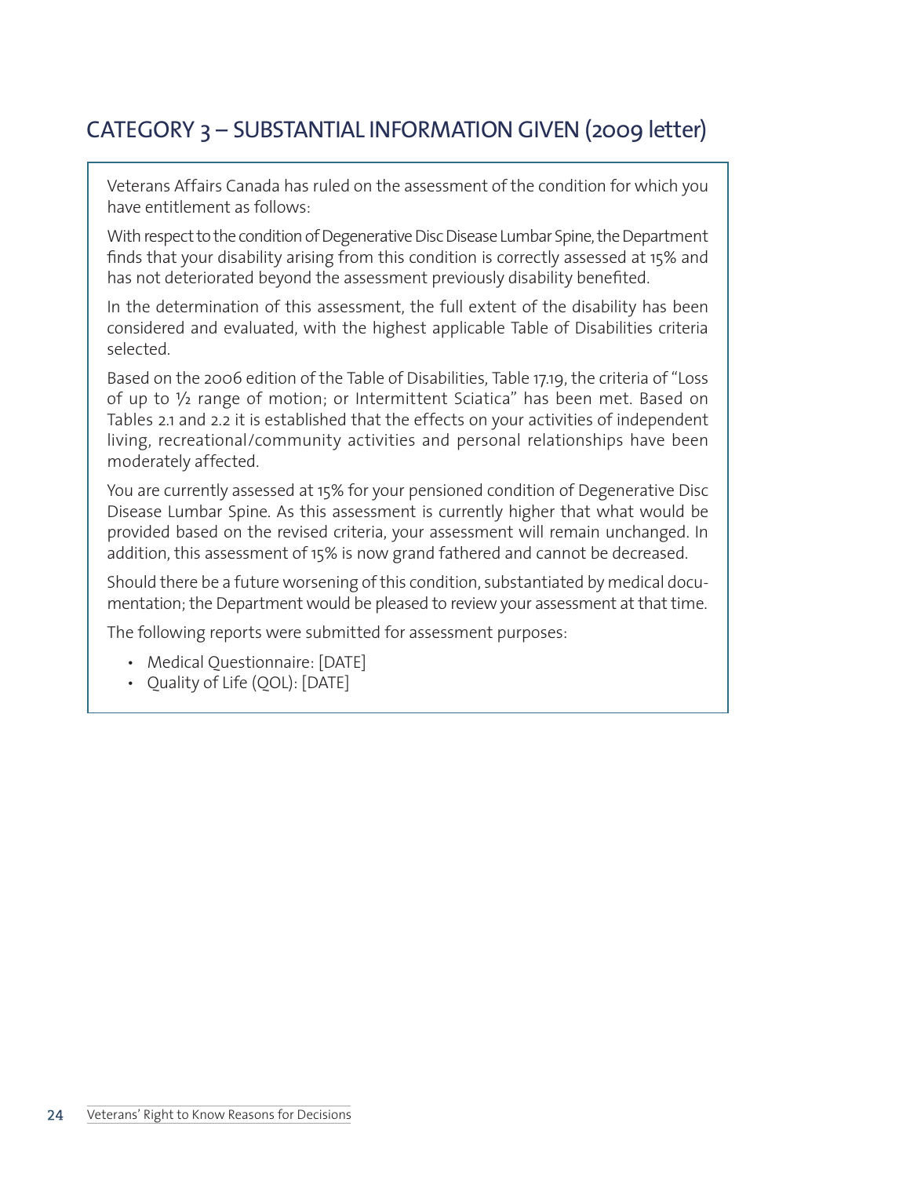## CATEGORY 3 – SUBSTANTIAL INFORMATION GIVEN (2009 letter)

Veterans Affairs Canada has ruled on the assessment of the condition for which you have entitlement as follows:

With respect to the condition of Degenerative Disc Disease Lumbar Spine, the Department finds that your disability arising from this condition is correctly assessed at 15% and has not deteriorated beyond the assessment previously disability benefited.

In the determination of this assessment, the full extent of the disability has been considered and evaluated, with the highest applicable Table of Disabilities criteria selected.

Based on the 2006 edition of the Table of Disabilities, Table 17.19, the criteria of "Loss of up to ½ range of motion; or Intermittent Sciatica" has been met. Based on Tables 2.1 and 2.2 it is established that the effects on your activities of independent living, recreational/community activities and personal relationships have been moderately affected.

You are currently assessed at 15% for your pensioned condition of Degenerative Disc Disease Lumbar Spine. As this assessment is currently higher that what would be provided based on the revised criteria, your assessment will remain unchanged. In addition, this assessment of 15% is now grand fathered and cannot be decreased.

Should there be a future worsening of this condition, substantiated by medical documentation; the Department would be pleased to review your assessment at that time.

The following reports were submitted for assessment purposes:

- Medical Questionnaire: [DATE]
- Quality of Life (QOL): [DATE]